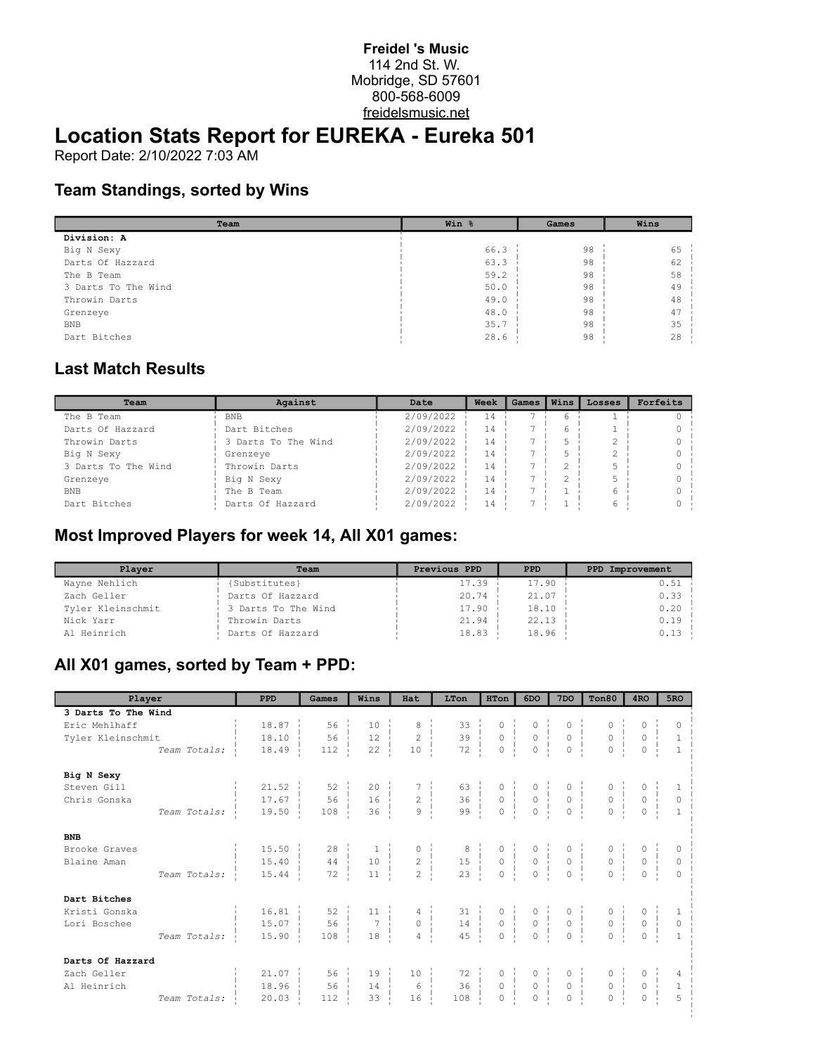**Freidel 's Music**
114 2nd St. W.
Mobridge, SD 57601
800-568-6009
freidelsmusic.net

# Location Stats Report for EUREKA - Eureka 501

Report Date: 2/10/2022 7:03 AM

## Team Standings, sorted by Wins

| Team | Win % | Games | Wins |
|---|---|---|---|
| **Division: A** | | | |
| Big N Sexy | 66.3 | 98 | 65 |
| Darts Of Hazzard | 63.3 | 98 | 62 |
| The B Team | 59.2 | 98 | 58 |
| 3 Darts To The Wind | 50.0 | 98 | 49 |
| Throwin Darts | 49.0 | 98 | 48 |
| Grenzeye | 48.0 | 98 | 47 |
| BNB | 35.7 | 98 | 35 |
| Dart Bitches | 28.6 | 98 | 28 |

## Last Match Results

| Team | Against | Date | Week | Games | Wins | Losses | Forfeits |
|---|---|---|---|---|---|---|---|
| The B Team | BNB | 2/09/2022 | 14 | 7 | 6 | 1 | 0 |
| Darts Of Hazzard | Dart Bitches | 2/09/2022 | 14 | 7 | 6 | 1 | 0 |
| Throwin Darts | 3 Darts To The Wind | 2/09/2022 | 14 | 7 | 5 | 2 | 0 |
| Big N Sexy | Grenzeye | 2/09/2022 | 14 | 7 | 5 | 2 | 0 |
| 3 Darts To The Wind | Throwin Darts | 2/09/2022 | 14 | 7 | 2 | 5 | 0 |
| Grenzeye | Big N Sexy | 2/09/2022 | 14 | 7 | 2 | 5 | 0 |
| BNB | The B Team | 2/09/2022 | 14 | 7 | 1 | 6 | 0 |
| Dart Bitches | Darts Of Hazzard | 2/09/2022 | 14 | 7 | 1 | 6 | 0 |

## Most Improved Players for week 14, All X01 games:

| Player | Team | Previous PPD | PPD | PPD Improvement |
|---|---|---|---|---|
| Wayne Nehlich | {Substitutes} | 17.39 | 17.90 | 0.51 |
| Zach Geller | Darts Of Hazzard | 20.74 | 21.07 | 0.33 |
| Tyler Kleinschmit | 3 Darts To The Wind | 17.90 | 18.10 | 0.20 |
| Nick Yarr | Throwin Darts | 21.94 | 22.13 | 0.19 |
| Al Heinrich | Darts Of Hazzard | 18.83 | 18.96 | 0.13 |

## All X01 games, sorted by Team + PPD:

| Player | PPD | Games | Wins | Hat | LTon | HTon | 6DO | 7DO | Ton80 | 4RO | 5RO |
|---|---|---|---|---|---|---|---|---|---|---|---|
| **3 Darts To The Wind** | | | | | | | | | | | |
| Eric Mehlhaff | 18.87 | 56 | 10 | 8 | 33 | 0 | 0 | 0 | 0 | 0 | 0 |
| Tyler Kleinschmit | 18.10 | 56 | 12 | 2 | 39 | 0 | 0 | 0 | 0 | 0 | 1 |
| *Team Totals:* | 18.49 | 112 | 22 | 10 | 72 | 0 | 0 | 0 | 0 | 0 | 1 |
| **Big N Sexy** | | | | | | | | | | | |
| Steven Gill | 21.52 | 52 | 20 | 7 | 63 | 0 | 0 | 0 | 0 | 0 | 1 |
| Chris Gonska | 17.67 | 56 | 16 | 2 | 36 | 0 | 0 | 0 | 0 | 0 | 0 |
| *Team Totals:* | 19.50 | 108 | 36 | 9 | 99 | 0 | 0 | 0 | 0 | 0 | 1 |
| **BNB** | | | | | | | | | | | |
| Brooke Graves | 15.50 | 28 | 1 | 0 | 8 | 0 | 0 | 0 | 0 | 0 | 0 |
| Blaine Aman | 15.40 | 44 | 10 | 2 | 15 | 0 | 0 | 0 | 0 | 0 | 0 |
| *Team Totals:* | 15.44 | 72 | 11 | 2 | 23 | 0 | 0 | 0 | 0 | 0 | 0 |
| **Dart Bitches** | | | | | | | | | | | |
| Kristi Gonska | 16.81 | 52 | 11 | 4 | 31 | 0 | 0 | 0 | 0 | 0 | 1 |
| Lori Boschee | 15.07 | 56 | 7 | 0 | 14 | 0 | 0 | 0 | 0 | 0 | 0 |
| *Team Totals:* | 15.90 | 108 | 18 | 4 | 45 | 0 | 0 | 0 | 0 | 0 | 1 |
| **Darts Of Hazzard** | | | | | | | | | | | |
| Zach Geller | 21.07 | 56 | 19 | 10 | 72 | 0 | 0 | 0 | 0 | 0 | 4 |
| Al Heinrich | 18.96 | 56 | 14 | 6 | 36 | 0 | 0 | 0 | 0 | 0 | 1 |
| *Team Totals:* | 20.03 | 112 | 33 | 16 | 108 | 0 | 0 | 0 | 0 | 0 | 5 |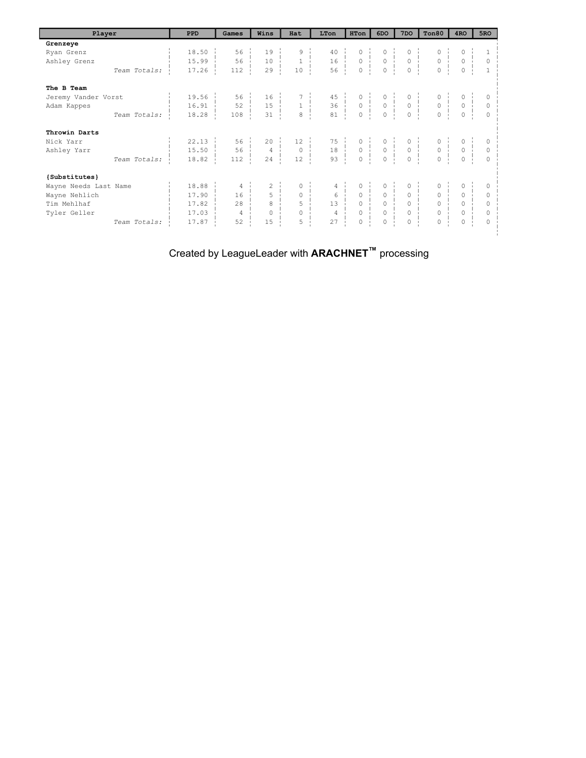| Player | PPD | Games | Wins | Hat | LTon | HTon | 6DO | 7DO | Ton80 | 4RO | 5RO |
|---|---|---|---|---|---|---|---|---|---|---|---|
| **Grenzeye** | | | | | | | | | | | |
| Ryan Grenz | 18.50 | 56 | 19 | 9 | 40 | 0 | 0 | 0 | 0 | 0 | 1 |
| Ashley Grenz | 15.99 | 56 | 10 | 1 | 16 | 0 | 0 | 0 | 0 | 0 | 0 |
| *Team Totals:* | 17.26 | 112 | 29 | 10 | 56 | 0 | 0 | 0 | 0 | 0 | 1 |
| **The B Team** | | | | | | | | | | | |
| Jeremy Vander Vorst | 19.56 | 56 | 16 | 7 | 45 | 0 | 0 | 0 | 0 | 0 | 0 |
| Adam Kappes | 16.91 | 52 | 15 | 1 | 36 | 0 | 0 | 0 | 0 | 0 | 0 |
| *Team Totals:* | 18.28 | 108 | 31 | 8 | 81 | 0 | 0 | 0 | 0 | 0 | 0 |
| **Throwin Darts** | | | | | | | | | | | |
| Nick Yarr | 22.13 | 56 | 20 | 12 | 75 | 0 | 0 | 0 | 0 | 0 | 0 |
| Ashley Yarr | 15.50 | 56 | 4 | 0 | 18 | 0 | 0 | 0 | 0 | 0 | 0 |
| *Team Totals:* | 18.82 | 112 | 24 | 12 | 93 | 0 | 0 | 0 | 0 | 0 | 0 |
| **{Substitutes}** | | | | | | | | | | | |
| Wayne Needs Last Name | 18.88 | 4 | 2 | 0 | 4 | 0 | 0 | 0 | 0 | 0 | 0 |
| Wayne Nehlich | 17.90 | 16 | 5 | 0 | 6 | 0 | 0 | 0 | 0 | 0 | 0 |
| Tim Mehlhaf | 17.82 | 28 | 8 | 5 | 13 | 0 | 0 | 0 | 0 | 0 | 0 |
| Tyler Geller | 17.03 | 4 | 0 | 0 | 4 | 0 | 0 | 0 | 0 | 0 | 0 |
| *Team Totals:* | 17.87 | 52 | 15 | 5 | 27 | 0 | 0 | 0 | 0 | 0 | 0 |

Created by LeagueLeader with **ARACHNET™** processing